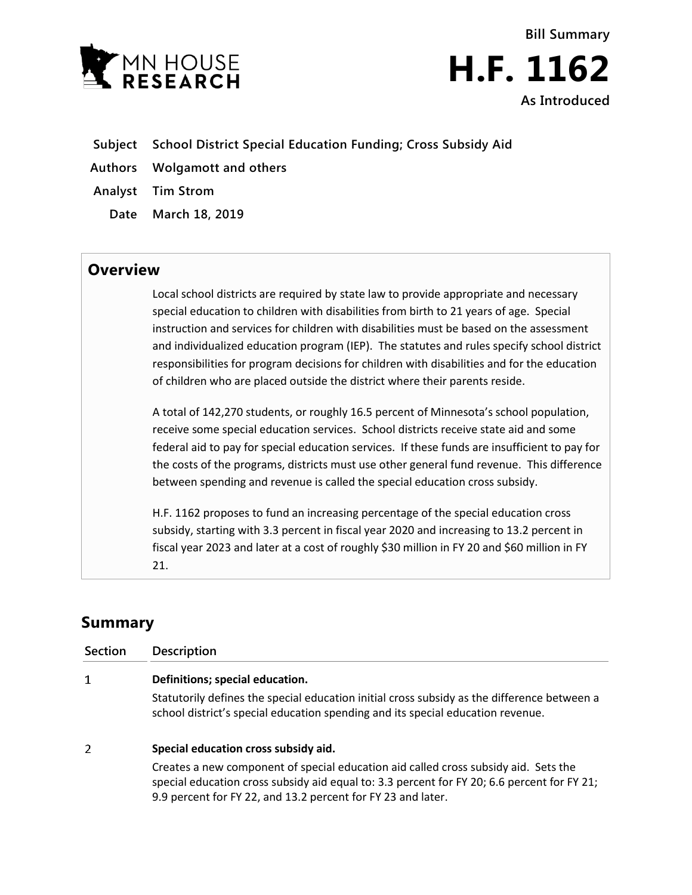**Bill Summary**

# H.F. 1162

**As Introduced**

| | |
|---|---|
| **Subject** | **School District Special Education Funding; Cross Subsidy Aid** |
| **Authors** | **Wolgamott and others** |
| **Analyst** | **Tim Strom** |
| **Date** | **March 18, 2019** |

## Overview

Local school districts are required by state law to provide appropriate and necessary special education to children with disabilities from birth to 21 years of age. Special instruction and services for children with disabilities must be based on the assessment and individualized education program (IEP). The statutes and rules specify school district responsibilities for program decisions for children with disabilities and for the education of children who are placed outside the district where their parents reside.

A total of 142,270 students, or roughly 16.5 percent of Minnesota's school population, receive some special education services. School districts receive state aid and some federal aid to pay for special education services. If these funds are insufficient to pay for the costs of the programs, districts must use other general fund revenue. This difference between spending and revenue is called the special education cross subsidy.

H.F. 1162 proposes to fund an increasing percentage of the special education cross subsidy, starting with 3.3 percent in fiscal year 2020 and increasing to 13.2 percent in fiscal year 2023 and later at a cost of roughly $30 million in FY 20 and $60 million in FY 21.

## Summary

| Section | Description |
|---|---|
| 1 | **Definitions; special education.**<br>Statutorily defines the special education initial cross subsidy as the difference between a school district's special education spending and its special education revenue. |
| 2 | **Special education cross subsidy aid.**<br>Creates a new component of special education aid called cross subsidy aid. Sets the special education cross subsidy aid equal to: 3.3 percent for FY 20; 6.6 percent for FY 21; 9.9 percent for FY 22, and 13.2 percent for FY 23 and later. |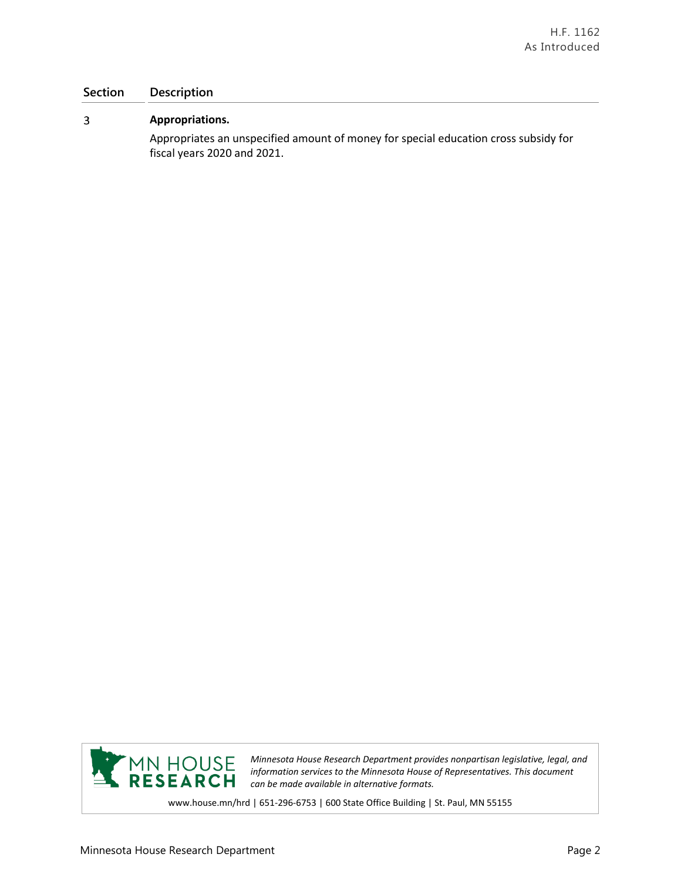| Section | Description |
|---|---|
| 3 | **Appropriations.** Appropriates an unspecified amount of money for special education cross subsidy for fiscal years 2020 and 2021. |

*Minnesota House Research Department provides nonpartisan legislative, legal, and information services to the Minnesota House of Representatives. This document can be made available in alternative formats.*

www.house.mn/hrd | 651-296-6753 | 600 State Office Building | St. Paul, MN 55155